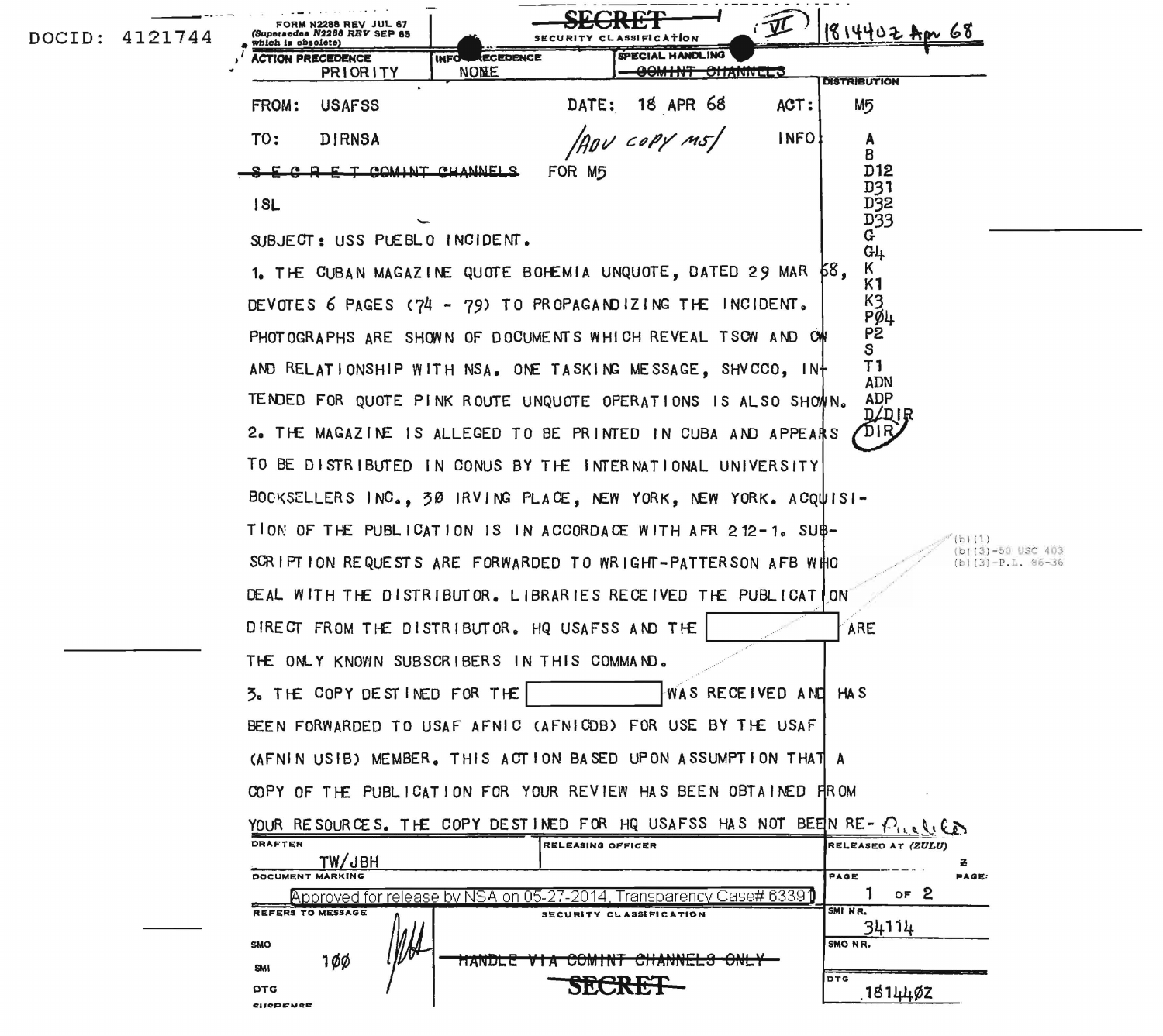DOCID: 4121744

FORM N2288 REV JUL 67 (Supersedes N2288 REV SEP 65 which is obsolete)

~~SECRET~~

SECURITY CLASSIFICATION

(VI) 181440Z Apr 68

ACTION PRECEDENCE: PRIORITY

INFO PRECEDENCE: NONE

SPECIAL HANDLING: ~~COMINT CHANNELS~~

FROM: USAFSS

DATE: 18 APR 68

ACT: M5

TO: DIRNSA

/ADV COPY M5/

INFO: A, B, D12, D31, D32, D33, G, G4, K, K1, K3, P04, P2, S, T1, ADN, ADP, D/DIR, DIR

~~S E C R E T COMINT CHANNELS~~ FOR M5

ISL

SUBJECT: USS PUEBLO INCIDENT.

1. THE CUBAN MAGAZINE QUOTE BOHEMIA UNQUOTE, DATED 29 MAR 68, DEVOTES 6 PAGES (74 - 79) TO PROPAGANDIZING THE INCIDENT. PHOTOGRAPHS ARE SHOWN OF DOCUMENTS WHICH REVEAL TSCW AND CW AND RELATIONSHIP WITH NSA. ONE TASKING MESSAGE, SHVCCO, INTENDED FOR QUOTE PINK ROUTE UNQUOTE OPERATIONS IS ALSO SHOWN.

2. THE MAGAZINE IS ALLEGED TO BE PRINTED IN CUBA AND APPEARS TO BE DISTRIBUTED IN CONUS BY THE INTERNATIONAL UNIVERSITY BOOKSELLERS INC., 30 IRVING PLACE, NEW YORK, NEW YORK. ACQUISITION OF THE PUBLICATION IS IN ACCORDACE WITH AFR 212-1. SUBSCRIPTION REQUESTS ARE FORWARDED TO WRIGHT-PATTERSON AFB WHO DEAL WITH THE DISTRIBUTOR. LIBRARIES RECEIVED THE PUBLICATION DIRECT FROM THE DISTRIBUTOR. HQ USAFSS AND THE [REDACTED] ARE THE ONLY KNOWN SUBSCRIBERS IN THIS COMMAND.

(b)(1)
(b)(3)-50 USC 403
(b)(3)-P.L. 86-36

3. THE COPY DESTINED FOR THE [REDACTED] WAS RECEIVED AND HAS BEEN FORWARDED TO USAF AFNIC (AFNICDB) FOR USE BY THE USAF (AFNIN USIB) MEMBER. THIS ACTION BASED UPON ASSUMPTION THAT A COPY OF THE PUBLICATION FOR YOUR REVIEW HAS BEEN OBTAINED FROM YOUR RESOURCES. THE COPY DESTINED FOR HQ USAFSS HAS NOT BEEN RE- *Pueblo*

DRAFTER: TW/JBH

RELEASING OFFICER:

RELEASED AT (ZULU): Z

PAGE: 1 OF 2 PAGE:

DOCUMENT MARKING

Approved for release by NSA on 05-27-2014, Transparency Case# 63391

REFERS TO MESSAGE

SMI NR. 34114

SMO NR.

SMO

SMI 100

DTG

DTG 181440Z

SUSPENSE

SECURITY CLASSIFICATION

~~HANDLE VIA COMINT CHANNELS ONLY~~

~~SECRET~~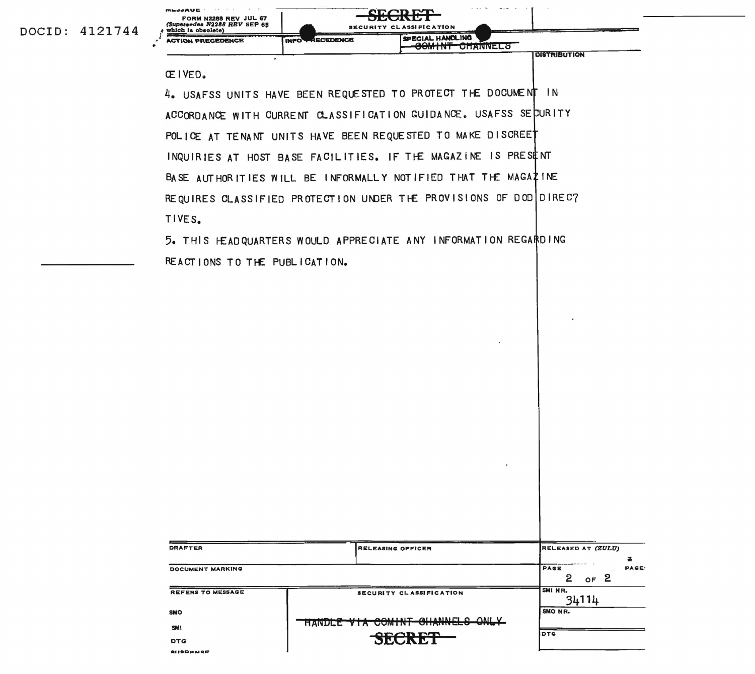DOCID: 4121744

FORM N2288 REV JUL 67 (Supersedes N2288 REV SEP 65 which is obsolete)

~~SECRET~~

SECURITY CLASSIFICATION

ACTION PRECEDENCE | INFO PRECEDENCE | SPECIAL HANDLING ~~COMINT CHANNELS~~

DISTRIBUTION

CEIVED.

4. USAFSS UNITS HAVE BEEN REQUESTED TO PROTECT THE DOCUMENT IN ACCORDANCE WITH CURRENT CLASSIFICATION GUIDANCE. USAFSS SECURITY POLICE AT TENANT UNITS HAVE BEEN REQUESTED TO MAKE DISCREET INQUIRIES AT HOST BASE FACILITIES. IF THE MAGAZINE IS PRESENT BASE AUTHORITIES WILL BE INFORMALLY NOTIFIED THAT THE MAGAZINE REQUIRES CLASSIFIED PROTECTION UNDER THE PROVISIONS OF DOD DIRECTIVES.

5. THIS HEADQUARTERS WOULD APPRECIATE ANY INFORMATION REGARDING REACTIONS TO THE PUBLICATION.

| | | |
|---|---|---|
| DRAFTER | RELEASING OFFICER | RELEASED AT (ZULU) Z |
| DOCUMENT MARKING | | PAGE 2 OF 2 PAGES |
| REFERS TO MESSAGE | SECURITY CLASSIFICATION | SMI NR. 34114 |
| SMO | ~~HANDLE VIA COMINT CHANNELS ONLY~~ | SMO NR. |
| SMI | ~~SECRET~~ | |
| DTG | | DTG |
| SUSPENSE | | |